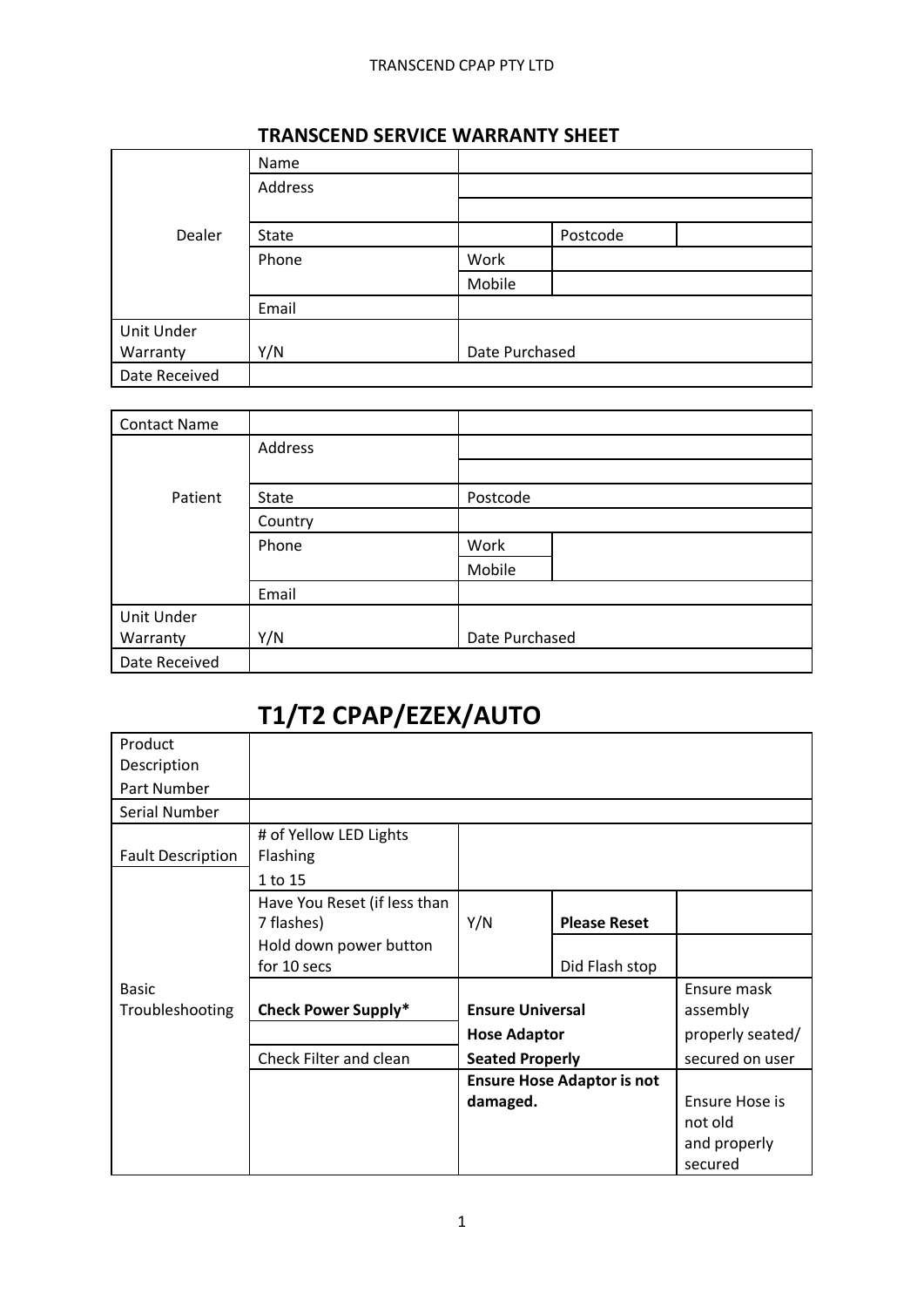## TRANSCEND SERVICE WARRANTY SHEET

| | | | | |
|---|---|---|---|---|
| Dealer | Name | | | |
| | Address | | | |
| | | | | |
| | State | | Postcode | |
| | Phone | Work | | |
| | | Mobile | | |
| | Email | | | |
| Unit Under Warranty | Y/N | Date Purchased | | |
| Date Received | | | | |

| | | | |
|---|---|---|---|
| Contact Name | | | |
| Patient | Address | | |
| | | | |
| | State | Postcode | |
| | Country | | |
| | Phone | Work | |
| | | Mobile | |
| | Email | | |
| Unit Under Warranty | Y/N | Date Purchased | |
| Date Received | | | |

# T1/T2 CPAP/EZEX/AUTO

| | | | | |
|---|---|---|---|---|
| Product Description Part Number | | | | |
| Serial Number | | | | |
| Fault Description | # of Yellow LED Lights Flashing 1 to 15 | | | |
| Basic Troubleshooting | Have You Reset (if less than 7 flashes) Hold down power button for 10 secs | Y/N | **Please Reset** | |
| | | | Did Flash stop | |
| | **Check Power Supply*** | **Ensure Universal Hose Adaptor Seated Properly** | | Ensure mask assembly properly seated/ secured on user |
| | Check Filter and clean | | | |
| | | **Ensure Hose Adaptor is not damaged.** | | Ensure Hose is not old and properly secured |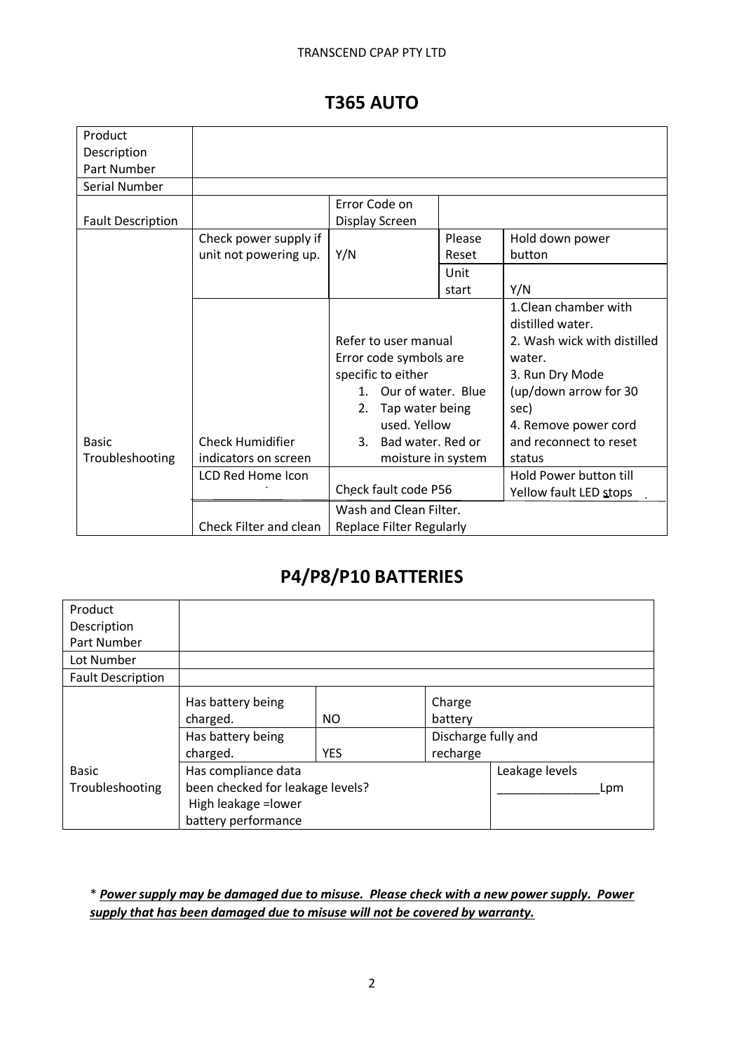## T365 AUTO

| Product Description Part Number | | | | |
|---|---|---|---|---|
| Serial Number | | | | |
| Fault Description | | Error Code on Display Screen | | |
| Basic Troubleshooting | Check power supply if unit not powering up. | Y/N | Please Reset | Hold down power button |
| | | | Unit start | Y/N |
| | Check Humidifier indicators on screen | Refer to user manual Error code symbols are specific to either<br>1. Our of water. Blue<br>2. Tap water being used. Yellow<br>3. Bad water. Red or moisture in system | | 1.Clean chamber with distilled water.<br>2. Wash wick with distilled water.<br>3. Run Dry Mode (up/down arrow for 30 sec)<br>4. Remove power cord and reconnect to reset status |
| | LCD Red Home Icon | Check fault code P56 | | Hold Power button till Yellow fault LED stops |
| | Check Filter and clean | Wash and Clean Filter. Replace Filter Regularly | | |

## P4/P8/P10 BATTERIES

| Product Description Part Number | | | | |
|---|---|---|---|---|
| Lot Number | | | | |
| Fault Description | | | | |
| Basic Troubleshooting | Has battery being charged. | NO | Charge battery | |
| | Has battery being charged. | YES | Discharge fully and recharge | |
| | Has compliance data been checked for leakage levels? High leakage =lower battery performance | | | Leakage levels \_\_\_\_\_\_\_\_\_\_\_\_\_\_\_Lpm |

\* ***Power supply may be damaged due to misuse. Please check with a new power supply. Power supply that has been damaged due to misuse will not be covered by warranty.***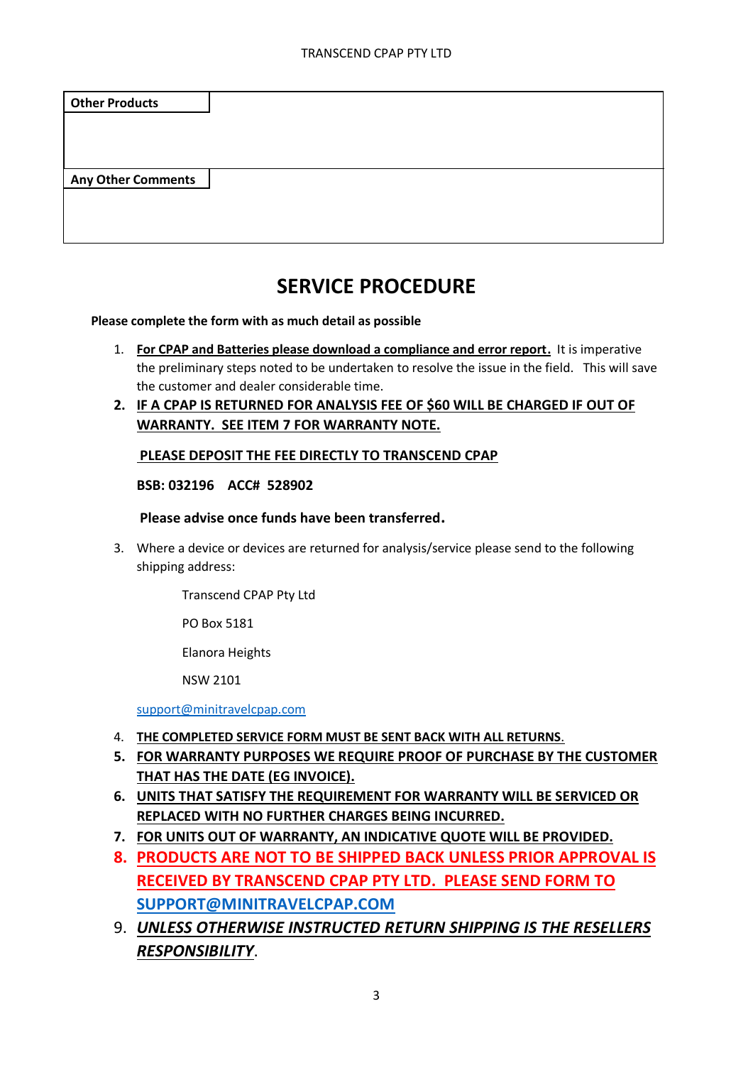| Other Products | |
|---|---|
| Any Other Comments | |

# SERVICE PROCEDURE

**Please complete the form with as much detail as possible**

1. **For CPAP and Batteries please download a compliance and error report.** It is imperative the preliminary steps noted to be undertaken to resolve the issue in the field. This will save the customer and dealer considerable time.
2. **IF A CPAP IS RETURNED FOR ANALYSIS FEE OF $60 WILL BE CHARGED IF OUT OF WARRANTY. SEE ITEM 7 FOR WARRANTY NOTE.**

   **PLEASE DEPOSIT THE FEE DIRECTLY TO TRANSCEND CPAP**

   **BSB: 032196 ACC# 528902**

   **Please advise once funds have been transferred.**

3. Where a device or devices are returned for analysis/service please send to the following shipping address:

   Transcend CPAP Pty Ltd

   PO Box 5181

   Elanora Heights

   NSW 2101

   support@minitravelcpap.com

4. **THE COMPLETED SERVICE FORM MUST BE SENT BACK WITH ALL RETURNS.**
5. **FOR WARRANTY PURPOSES WE REQUIRE PROOF OF PURCHASE BY THE CUSTOMER THAT HAS THE DATE (EG INVOICE).**
6. **UNITS THAT SATISFY THE REQUIREMENT FOR WARRANTY WILL BE SERVICED OR REPLACED WITH NO FURTHER CHARGES BEING INCURRED.**
7. **FOR UNITS OUT OF WARRANTY, AN INDICATIVE QUOTE WILL BE PROVIDED.**
8. **PRODUCTS ARE NOT TO BE SHIPPED BACK UNLESS PRIOR APPROVAL IS RECEIVED BY TRANSCEND CPAP PTY LTD. PLEASE SEND FORM TO SUPPORT@MINITRAVELCPAP.COM**
9. ***UNLESS OTHERWISE INSTRUCTED RETURN SHIPPING IS THE RESELLERS RESPONSIBILITY.***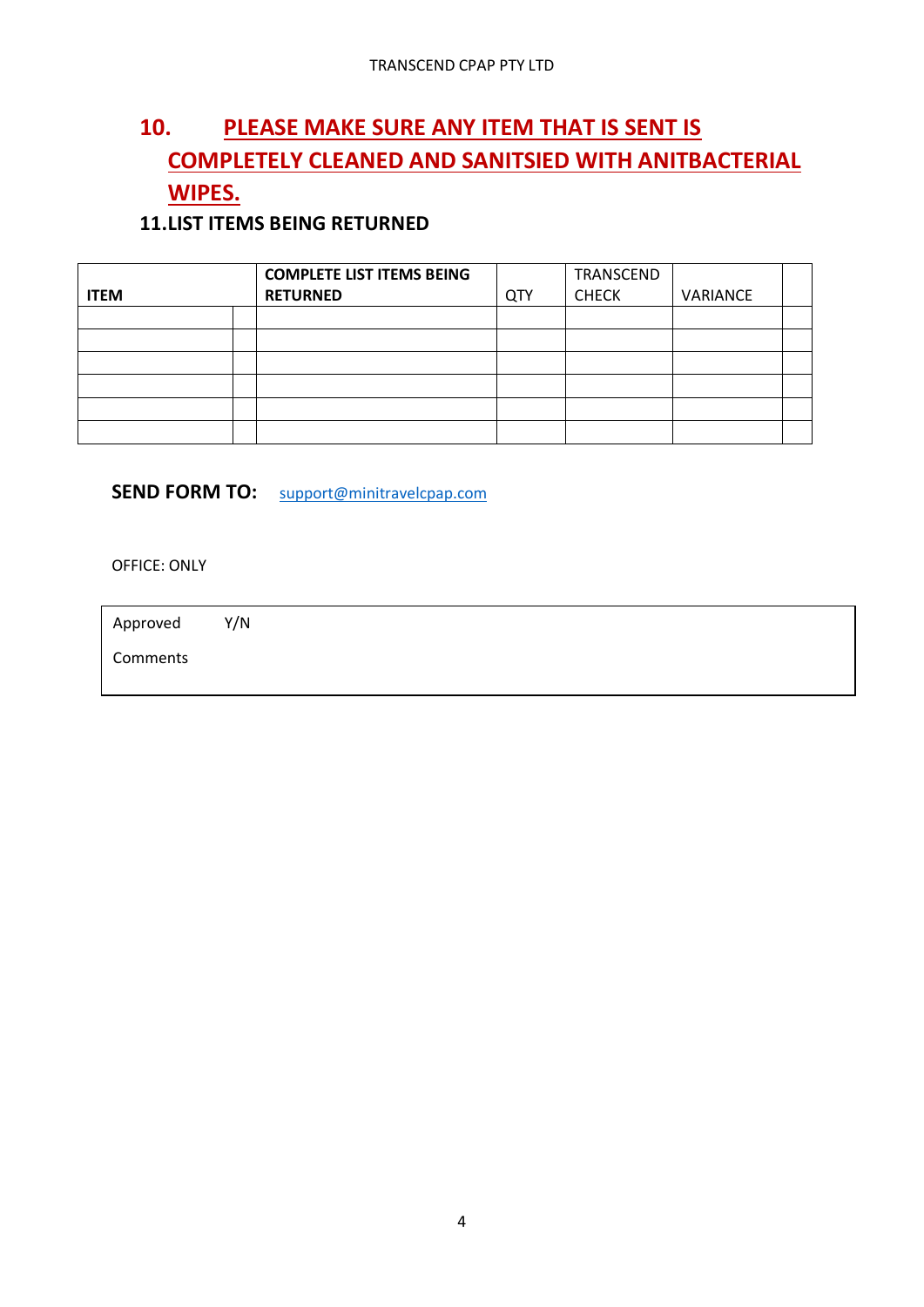## 10. PLEASE MAKE SURE ANY ITEM THAT IS SENT IS COMPLETELY CLEANED AND SANITSIED WITH ANITBACTERIAL WIPES.

## 11. LIST ITEMS BEING RETURNED

| ITEM | | COMPLETE LIST ITEMS BEING RETURNED | QTY | TRANSCEND CHECK | VARIANCE | |
|---|---|---|---|---|---|---|
| | | | | | | |
| | | | | | | |
| | | | | | | |
| | | | | | | |
| | | | | | | |
| | | | | | | |

**SEND FORM TO:** support@minitravelcpap.com

OFFICE: ONLY

| | |
|---|---|
| Approved | Y/N |
| Comments | |